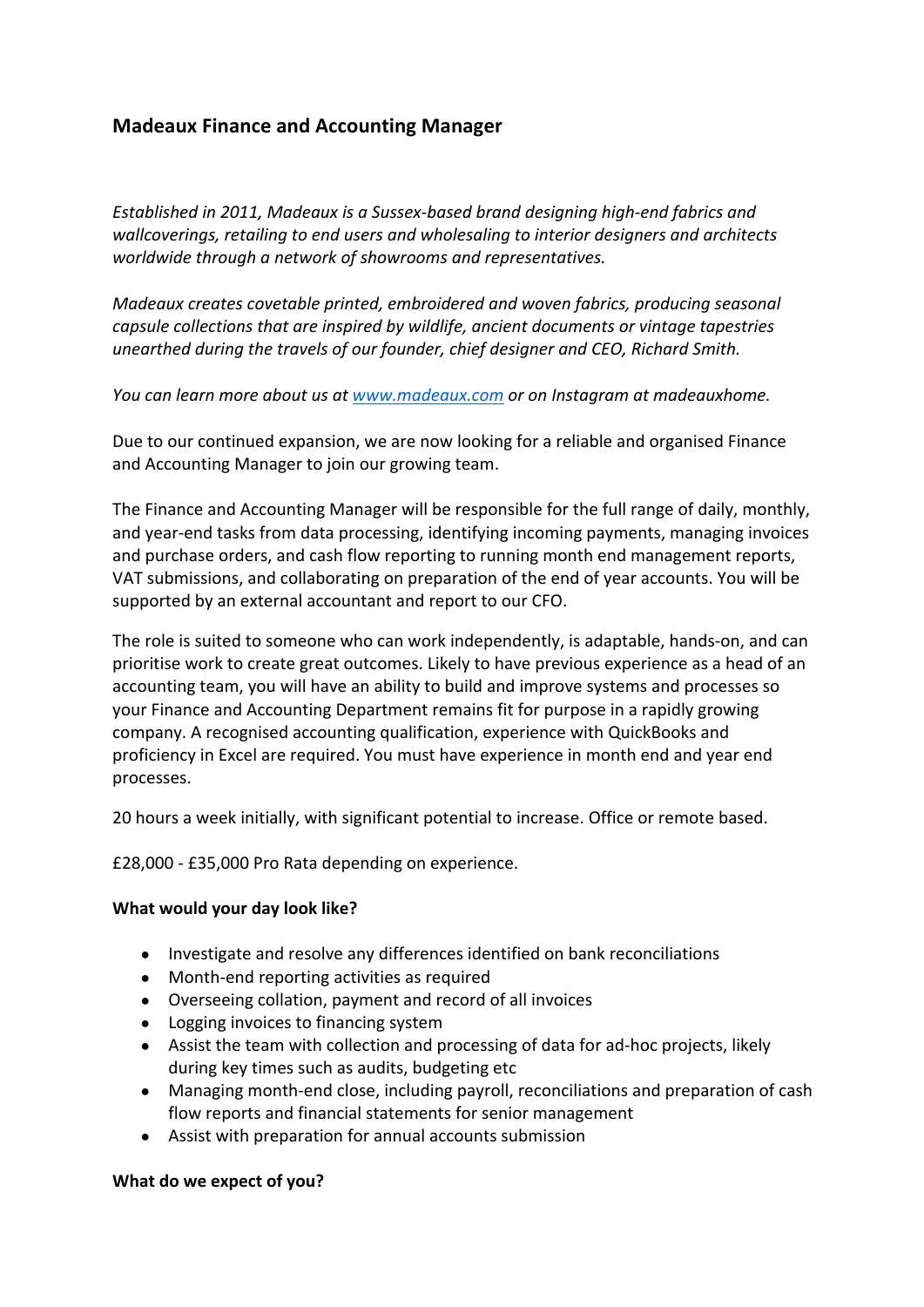## Madeaux Finance and Accounting Manager

*Established in 2011, Madeaux is a Sussex-based brand designing high-end fabrics and wallcoverings, retailing to end users and wholesaling to interior designers and architects worldwide through a network of showrooms and representatives.*

*Madeaux creates covetable printed, embroidered and woven fabrics, producing seasonal capsule collections that are inspired by wildlife, ancient documents or vintage tapestries unearthed during the travels of our founder, chief designer and CEO, Richard Smith.*

*You can learn more about us at [www.madeaux.com](http://www.madeaux.com) or on Instagram at madeauxhome.*

Due to our continued expansion, we are now looking for a reliable and organised Finance and Accounting Manager to join our growing team.

The Finance and Accounting Manager will be responsible for the full range of daily, monthly, and year-end tasks from data processing, identifying incoming payments, managing invoices and purchase orders, and cash flow reporting to running month end management reports, VAT submissions, and collaborating on preparation of the end of year accounts. You will be supported by an external accountant and report to our CFO.

The role is suited to someone who can work independently, is adaptable, hands-on, and can prioritise work to create great outcomes. Likely to have previous experience as a head of an accounting team, you will have an ability to build and improve systems and processes so your Finance and Accounting Department remains fit for purpose in a rapidly growing company. A recognised accounting qualification, experience with QuickBooks and proficiency in Excel are required. You must have experience in month end and year end processes.

20 hours a week initially, with significant potential to increase. Office or remote based.

£28,000 - £35,000 Pro Rata depending on experience.

**What would your day look like?**

- Investigate and resolve any differences identified on bank reconciliations
- Month-end reporting activities as required
- Overseeing collation, payment and record of all invoices
- Logging invoices to financing system
- Assist the team with collection and processing of data for ad-hoc projects, likely during key times such as audits, budgeting etc
- Managing month-end close, including payroll, reconciliations and preparation of cash flow reports and financial statements for senior management
- Assist with preparation for annual accounts submission

**What do we expect of you?**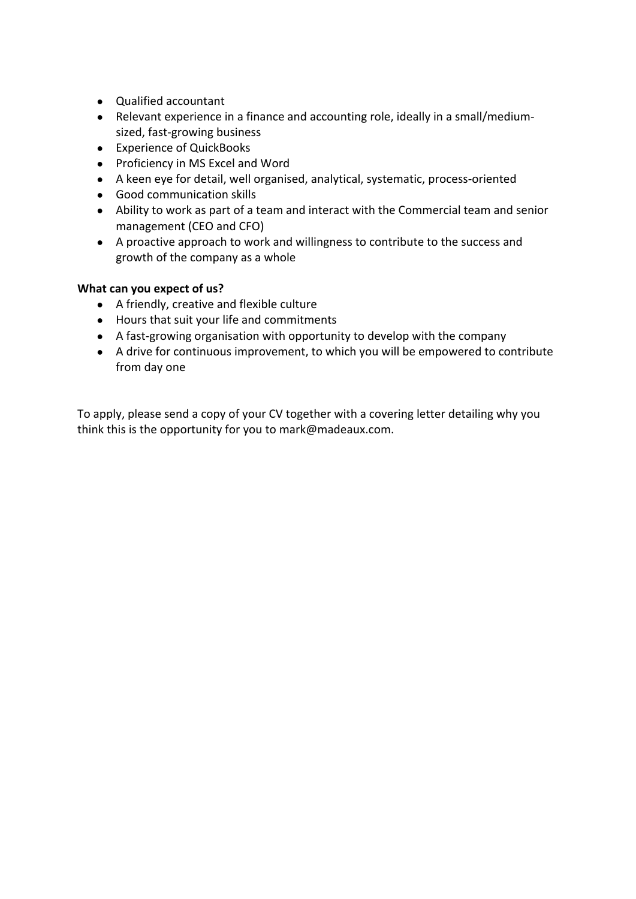- Qualified accountant
- Relevant experience in a finance and accounting role, ideally in a small/medium-sized, fast-growing business
- Experience of QuickBooks
- Proficiency in MS Excel and Word
- A keen eye for detail, well organised, analytical, systematic, process-oriented
- Good communication skills
- Ability to work as part of a team and interact with the Commercial team and senior management (CEO and CFO)
- A proactive approach to work and willingness to contribute to the success and growth of the company as a whole

**What can you expect of us?**

- A friendly, creative and flexible culture
- Hours that suit your life and commitments
- A fast-growing organisation with opportunity to develop with the company
- A drive for continuous improvement, to which you will be empowered to contribute from day one

To apply, please send a copy of your CV together with a covering letter detailing why you think this is the opportunity for you to mark@madeaux.com.